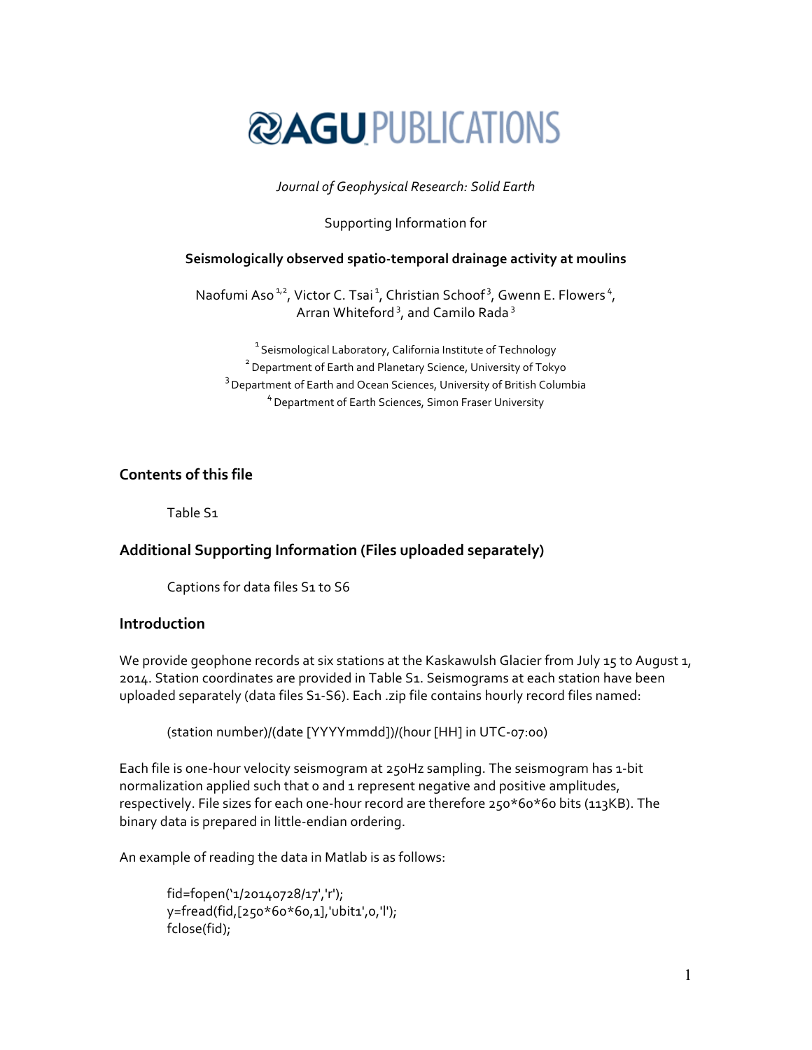AGU PUBLICATIONS

*Journal of Geophysical Research: Solid Earth*

Supporting Information for

**Seismologically observed spatio-temporal drainage activity at moulins**

Naofumi Aso[1,2], Victor C. Tsai[1], Christian Schoof[3], Gwenn E. Flowers[4], Arran Whiteford[3], and Camilo Rada[3]

[1] Seismological Laboratory, California Institute of Technology
[2] Department of Earth and Planetary Science, University of Tokyo
[3] Department of Earth and Ocean Sciences, University of British Columbia
[4] Department of Earth Sciences, Simon Fraser University

## Contents of this file

Table S1

## Additional Supporting Information (Files uploaded separately)

Captions for data files S1 to S6

## Introduction

We provide geophone records at six stations at the Kaskawulsh Glacier from July 15 to August 1, 2014. Station coordinates are provided in Table S1. Seismograms at each station have been uploaded separately (data files S1-S6). Each .zip file contains hourly record files named:

(station number)/(date [YYYYmmdd])/(hour [HH] in UTC-07:00)

Each file is one-hour velocity seismogram at 250Hz sampling. The seismogram has 1-bit normalization applied such that 0 and 1 represent negative and positive amplitudes, respectively. File sizes for each one-hour record are therefore 250*60*60 bits (113KB). The binary data is prepared in little-endian ordering.

An example of reading the data in Matlab is as follows:

```
fid=fopen('1/20140728/17','r');
y=fread(fid,[250*60*60,1],'ubit1',0,'l');
fclose(fid);
```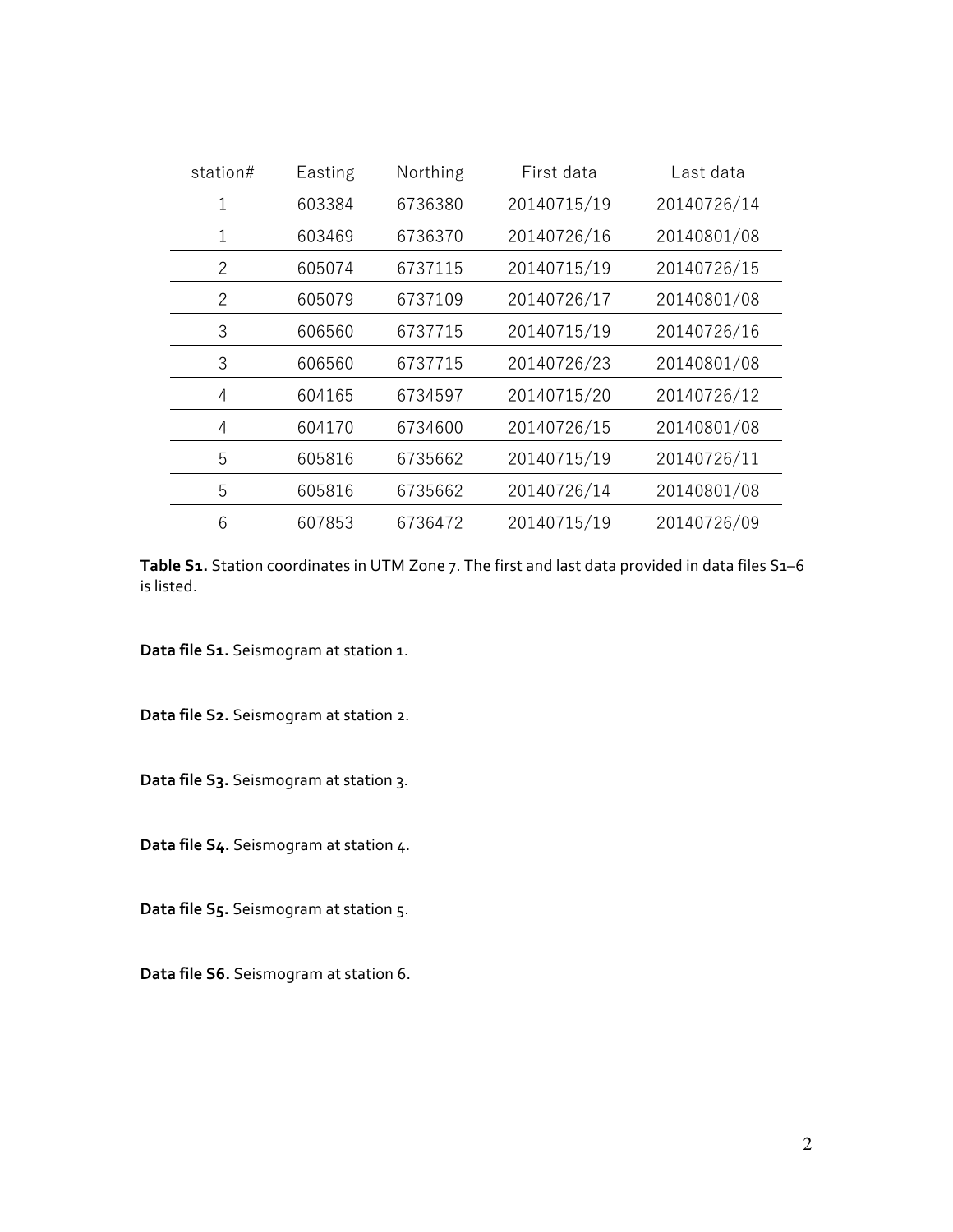| station# | Easting | Northing | First data | Last data |
|---|---|---|---|---|
| 1 | 603384 | 6736380 | 20140715/19 | 20140726/14 |
| 1 | 603469 | 6736370 | 20140726/16 | 20140801/08 |
| 2 | 605074 | 6737115 | 20140715/19 | 20140726/15 |
| 2 | 605079 | 6737109 | 20140726/17 | 20140801/08 |
| 3 | 606560 | 6737715 | 20140715/19 | 20140726/16 |
| 3 | 606560 | 6737715 | 20140726/23 | 20140801/08 |
| 4 | 604165 | 6734597 | 20140715/20 | 20140726/12 |
| 4 | 604170 | 6734600 | 20140726/15 | 20140801/08 |
| 5 | 605816 | 6735662 | 20140715/19 | 20140726/11 |
| 5 | 605816 | 6735662 | 20140726/14 | 20140801/08 |
| 6 | 607853 | 6736472 | 20140715/19 | 20140726/09 |

**Table S1.** Station coordinates in UTM Zone 7. The first and last data provided in data files S1–6 is listed.

**Data file S1.** Seismogram at station 1.

**Data file S2.** Seismogram at station 2.

**Data file S3.** Seismogram at station 3.

**Data file S4.** Seismogram at station 4.

**Data file S5.** Seismogram at station 5.

**Data file S6.** Seismogram at station 6.